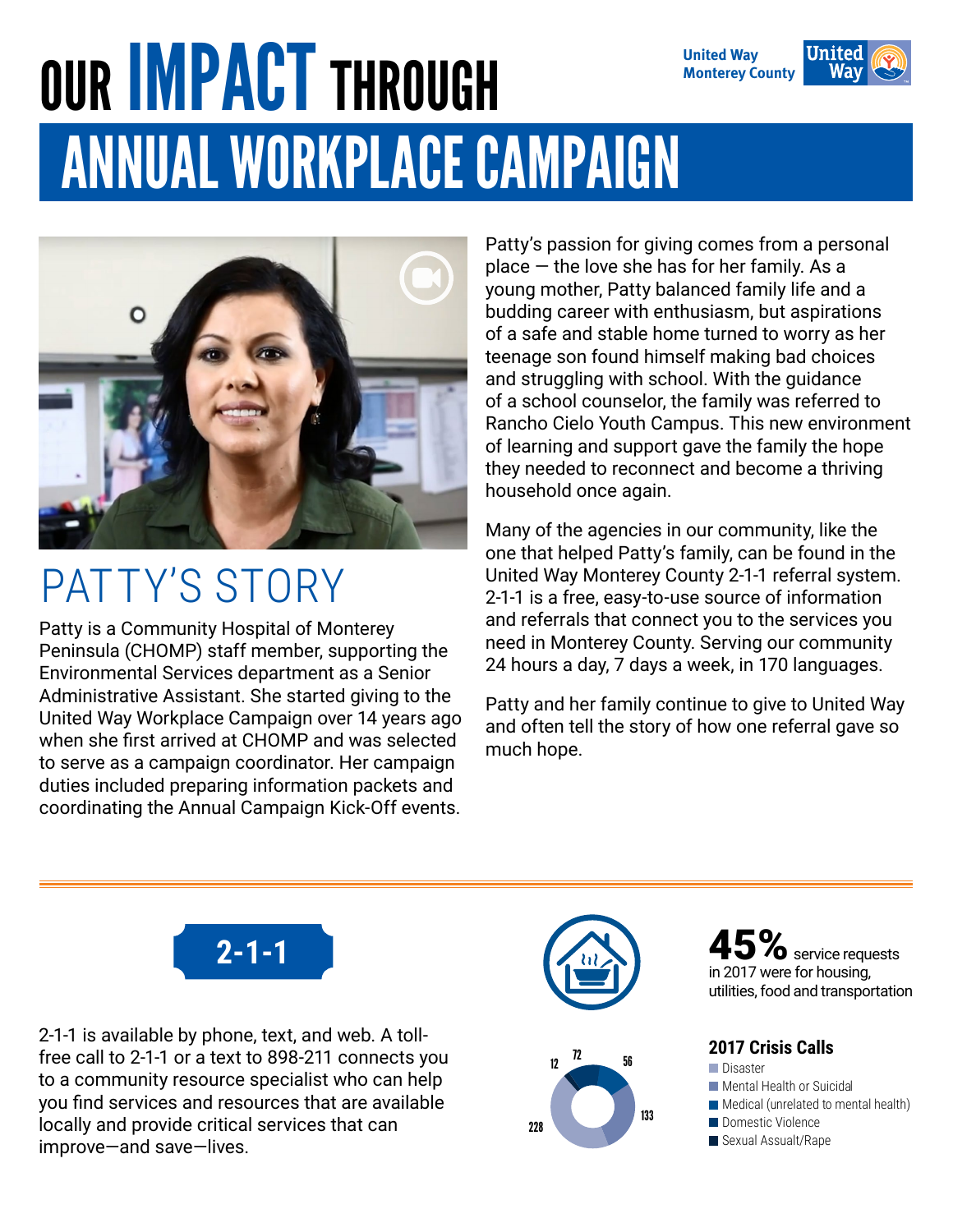# OUR IMPACT THROUGH ANNUAL WORKPLACE CAMPAIGN

United Way Monterey County

## PATTY'S STORY

Patty is a Community Hospital of Monterey Peninsula (CHOMP) staff member, supporting the Environmental Services department as a Senior Administrative Assistant. She started giving to the United Way Workplace Campaign over 14 years ago when she first arrived at CHOMP and was selected to serve as a campaign coordinator. Her campaign duties included preparing information packets and coordinating the Annual Campaign Kick-Off events.

Patty's passion for giving comes from a personal place — the love she has for her family. As a young mother, Patty balanced family life and a budding career with enthusiasm, but aspirations of a safe and stable home turned to worry as her teenage son found himself making bad choices and struggling with school. With the guidance of a school counselor, the family was referred to Rancho Cielo Youth Campus. This new environment of learning and support gave the family the hope they needed to reconnect and become a thriving household once again.

Many of the agencies in our community, like the one that helped Patty's family, can be found in the United Way Monterey County 2-1-1 referral system. 2-1-1 is a free, easy-to-use source of information and referrals that connect you to the services you need in Monterey County. Serving our community 24 hours a day, 7 days a week, in 170 languages.

Patty and her family continue to give to United Way and often tell the story of how one referral gave so much hope.

## 2-1-1

2-1-1 is available by phone, text, and web. A toll-free call to 2-1-1 or a text to 898-211 connects you to a community resource specialist who can help you find services and resources that are available locally and provide critical services that can improve—and save—lives.

**45%** service requests in 2017 were for housing, utilities, food and transportation

### 2017 Crisis Calls

- Disaster
- Mental Health or Suicidal
- Medical (unrelated to mental health)
- Domestic Violence
- Sexual Assault/Rape

Chart values: 228, 133, 56, 72, 12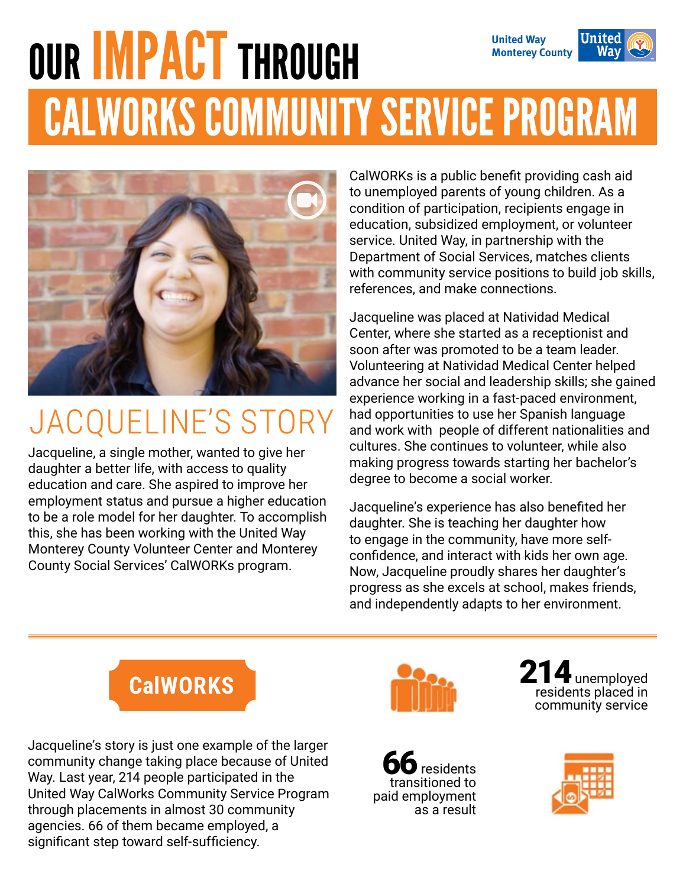# OUR IMPACT THROUGH

United Way Monterey County

# CALWORKS COMMUNITY SERVICE PROGRAM

## JACQUELINE'S STORY

Jacqueline, a single mother, wanted to give her daughter a better life, with access to quality education and care. She aspired to improve her employment status and pursue a higher education to be a role model for her daughter. To accomplish this, she has been working with the United Way Monterey County Volunteer Center and Monterey County Social Services' CalWORKs program.

CalWORKs is a public benefit providing cash aid to unemployed parents of young children. As a condition of participation, recipients engage in education, subsidized employment, or volunteer service. United Way, in partnership with the Department of Social Services, matches clients with community service positions to build job skills, references, and make connections.

Jacqueline was placed at Natividad Medical Center, where she started as a receptionist and soon after was promoted to be a team leader. Volunteering at Natividad Medical Center helped advance her social and leadership skills; she gained experience working in a fast-paced environment, had opportunities to use her Spanish language and work with people of different nationalities and cultures. She continues to volunteer, while also making progress towards starting her bachelor's degree to become a social worker.

Jacqueline's experience has also benefited her daughter. She is teaching her daughter how to engage in the community, have more self-confidence, and interact with kids her own age. Now, Jacqueline proudly shares her daughter's progress as she excels at school, makes friends, and independently adapts to her environment.

---

## CalWORKS

Jacqueline's story is just one example of the larger community change taking place because of United Way. Last year, 214 people participated in the United Way CalWorks Community Service Program through placements in almost 30 community agencies. 66 of them became employed, a significant step toward self-sufficiency.

**214** unemployed residents placed in community service

**66** residents transitioned to paid employment as a result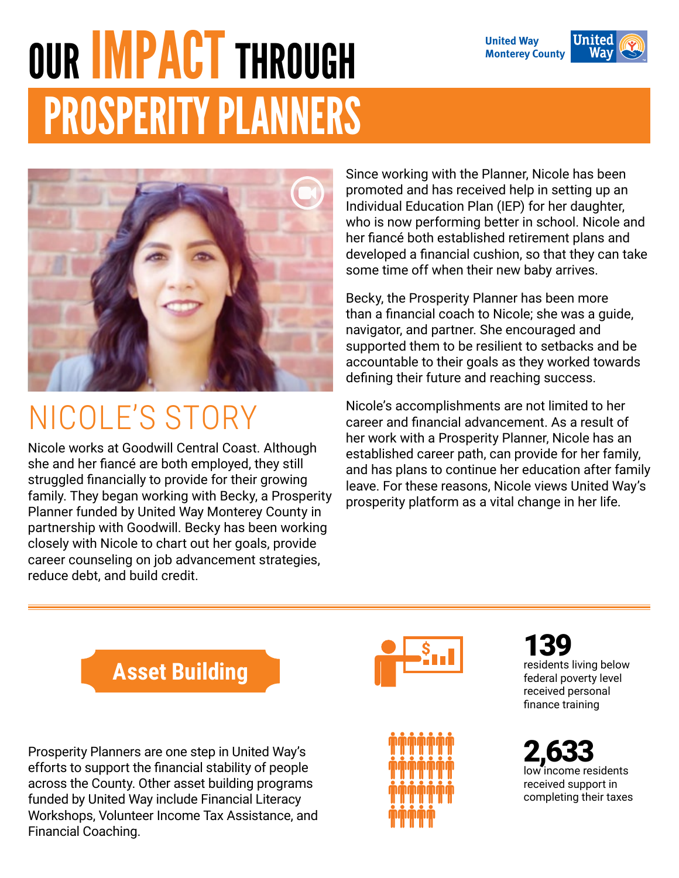# OUR IMPACT THROUGH

# PROSPERITY PLANNERS

United Way Monterey County

## NICOLE'S STORY

Nicole works at Goodwill Central Coast. Although she and her fiancé are both employed, they still struggled financially to provide for their growing family. They began working with Becky, a Prosperity Planner funded by United Way Monterey County in partnership with Goodwill. Becky has been working closely with Nicole to chart out her goals, provide career counseling on job advancement strategies, reduce debt, and build credit.

Since working with the Planner, Nicole has been promoted and has received help in setting up an Individual Education Plan (IEP) for her daughter, who is now performing better in school. Nicole and her fiancé both established retirement plans and developed a financial cushion, so that they can take some time off when their new baby arrives.

Becky, the Prosperity Planner has been more than a financial coach to Nicole; she was a guide, navigator, and partner. She encouraged and supported them to be resilient to setbacks and be accountable to their goals as they worked towards defining their future and reaching success.

Nicole's accomplishments are not limited to her career and financial advancement. As a result of her work with a Prosperity Planner, Nicole has an established career path, can provide for her family, and has plans to continue her education after family leave. For these reasons, Nicole views United Way's prosperity platform as a vital change in her life.

## Asset Building

Prosperity Planners are one step in United Way's efforts to support the financial stability of people across the County. Other asset building programs funded by United Way include Financial Literacy Workshops, Volunteer Income Tax Assistance, and Financial Coaching.

**139**
residents living below federal poverty level received personal finance training

**2,633**
low income residents received support in completing their taxes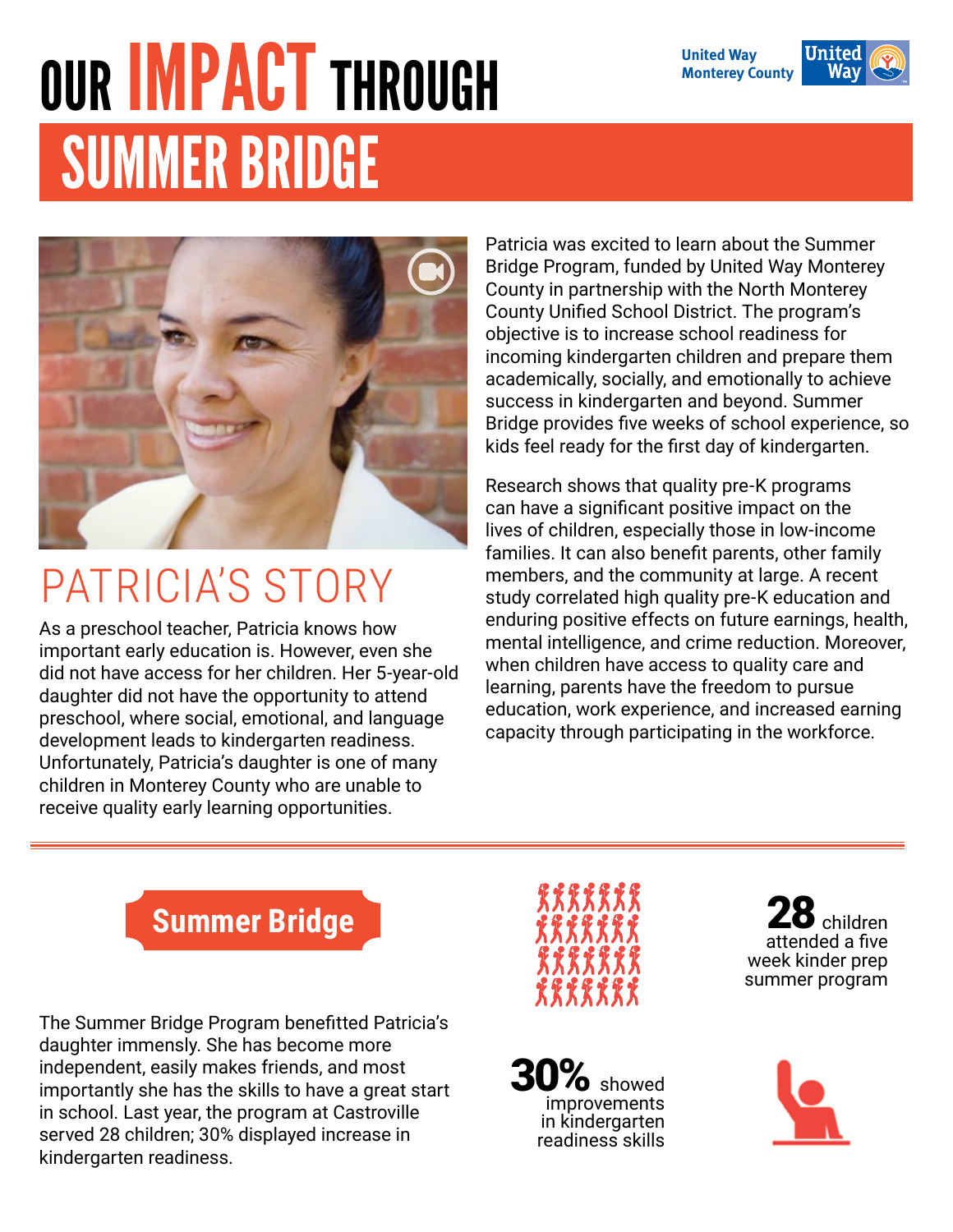# OUR IMPACT THROUGH SUMMER BRIDGE

United Way Monterey County

## PATRICIA'S STORY

As a preschool teacher, Patricia knows how important early education is. However, even she did not have access for her children. Her 5-year-old daughter did not have the opportunity to attend preschool, where social, emotional, and language development leads to kindergarten readiness. Unfortunately, Patricia's daughter is one of many children in Monterey County who are unable to receive quality early learning opportunities.

Patricia was excited to learn about the Summer Bridge Program, funded by United Way Monterey County in partnership with the North Monterey County Unified School District. The program's objective is to increase school readiness for incoming kindergarten children and prepare them academically, socially, and emotionally to achieve success in kindergarten and beyond. Summer Bridge provides five weeks of school experience, so kids feel ready for the first day of kindergarten.

Research shows that quality pre-K programs can have a significant positive impact on the lives of children, especially those in low-income families. It can also benefit parents, other family members, and the community at large. A recent study correlated high quality pre-K education and enduring positive effects on future earnings, health, mental intelligence, and crime reduction. Moreover, when children have access to quality care and learning, parents have the freedom to pursue education, work experience, and increased earning capacity through participating in the workforce.

## Summer Bridge

The Summer Bridge Program benefitted Patricia's daughter immensly. She has become more independent, easily makes friends, and most importantly she has the skills to have a great start in school. Last year, the program at Castroville served 28 children; 30% displayed increase in kindergarten readiness.

**28** children attended a five week kinder prep summer program

**30%** showed improvements in kindergarten readiness skills